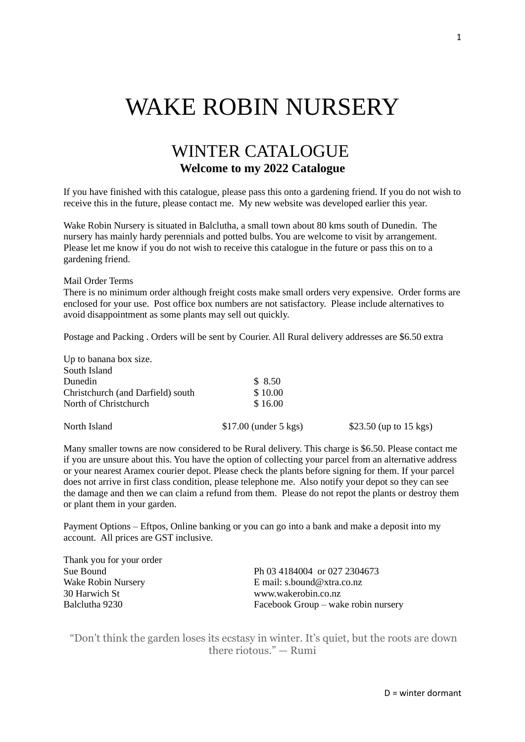# WAKE ROBIN NURSERY

## WINTER CATALOGUE

**Welcome to my 2022 Catalogue**

If you have finished with this catalogue, please pass this onto a gardening friend. If you do not wish to receive this in the future, please contact me. My new website was developed earlier this year.

Wake Robin Nursery is situated in Balclutha, a small town about 80 kms south of Dunedin. The nursery has mainly hardy perennials and potted bulbs. You are welcome to visit by arrangement. Please let me know if you do not wish to receive this catalogue in the future or pass this on to a gardening friend.

Mail Order Terms

There is no minimum order although freight costs make small orders very expensive. Order forms are enclosed for your use. Post office box numbers are not satisfactory. Please include alternatives to avoid disappointment as some plants may sell out quickly.

Postage and Packing . Orders will be sent by Courier. All Rural delivery addresses are $6.50 extra

Up to banana box size.

| South Island | | |
|---|---|---|
| Dunedin | $ 8.50 | |
| Christchurch (and Darfield) south | $ 10.00 | |
| North of Christchurch | $ 16.00 | |
| North Island | $17.00 (under 5 kgs) | $23.50 (up to 15 kgs) |

Many smaller towns are now considered to be Rural delivery. This charge is $6.50. Please contact me if you are unsure about this. You have the option of collecting your parcel from an alternative address or your nearest Aramex courier depot. Please check the plants before signing for them. If your parcel does not arrive in first class condition, please telephone me. Also notify your depot so they can see the damage and then we can claim a refund from them. Please do not repot the plants or destroy them or plant them in your garden.

Payment Options – Eftpos, Online banking or you can go into a bank and make a deposit into my account. All prices are GST inclusive.

Thank you for your order

Sue Bound
Wake Robin Nursery
30 Harwich St
Balclutha 9230

Ph 03 4184004 or 027 2304673
E mail: s.bound@xtra.co.nz
www.wakerobin.co.nz
Facebook Group – wake robin nursery

"Don't think the garden loses its ecstasy in winter. It's quiet, but the roots are down there riotous." — Rumi

D = winter dormant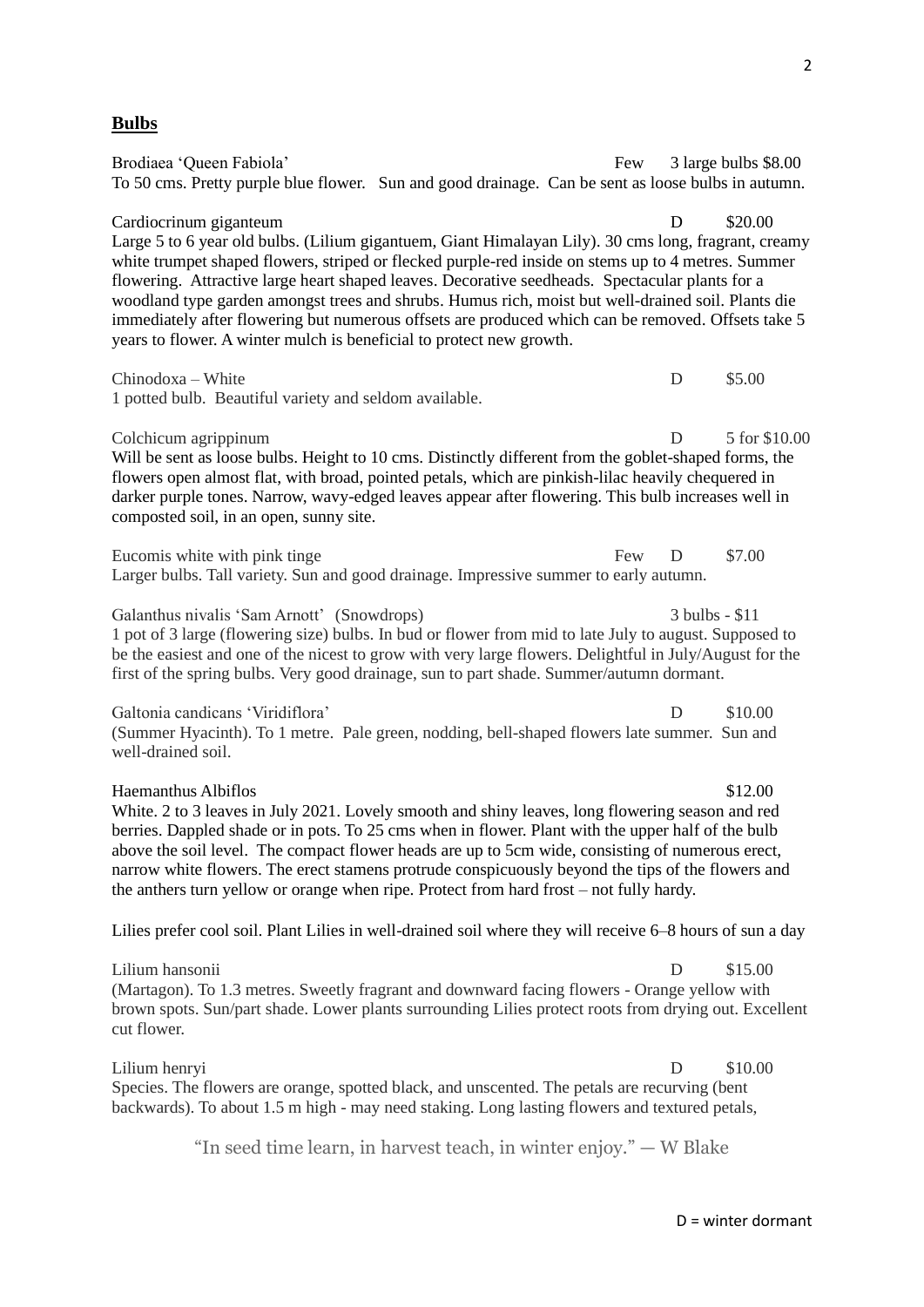## Bulbs

Brodiaea 'Queen Fabiola' Few 3 large bulbs $8.00
To 50 cms. Pretty purple blue flower. Sun and good drainage. Can be sent as loose bulbs in autumn.

Cardiocrinum giganteum D $20.00
Large 5 to 6 year old bulbs. (Lilium gigantuem, Giant Himalayan Lily). 30 cms long, fragrant, creamy white trumpet shaped flowers, striped or flecked purple-red inside on stems up to 4 metres. Summer flowering. Attractive large heart shaped leaves. Decorative seedheads. Spectacular plants for a woodland type garden amongst trees and shrubs. Humus rich, moist but well-drained soil. Plants die immediately after flowering but numerous offsets are produced which can be removed. Offsets take 5 years to flower. A winter mulch is beneficial to protect new growth.

Chinodoxa – White D $5.00
1 potted bulb. Beautiful variety and seldom available.

Colchicum agrippinum D 5 for $10.00
Will be sent as loose bulbs. Height to 10 cms. Distinctly different from the goblet-shaped forms, the flowers open almost flat, with broad, pointed petals, which are pinkish-lilac heavily chequered in darker purple tones. Narrow, wavy-edged leaves appear after flowering. This bulb increases well in composted soil, in an open, sunny site.

Eucomis white with pink tinge Few D $7.00
Larger bulbs. Tall variety. Sun and good drainage. Impressive summer to early autumn.

Galanthus nivalis 'Sam Arnott' (Snowdrops) 3 bulbs - $11
1 pot of 3 large (flowering size) bulbs. In bud or flower from mid to late July to august. Supposed to be the easiest and one of the nicest to grow with very large flowers. Delightful in July/August for the first of the spring bulbs. Very good drainage, sun to part shade. Summer/autumn dormant.

Galtonia candicans 'Viridiflora' D $10.00
(Summer Hyacinth). To 1 metre. Pale green, nodding, bell-shaped flowers late summer. Sun and well-drained soil.

Haemanthus Albiflos $12.00
White. 2 to 3 leaves in July 2021. Lovely smooth and shiny leaves, long flowering season and red berries. Dappled shade or in pots. To 25 cms when in flower. Plant with the upper half of the bulb above the soil level. The compact flower heads are up to 5cm wide, consisting of numerous erect, narrow white flowers. The erect stamens protrude conspicuously beyond the tips of the flowers and the anthers turn yellow or orange when ripe. Protect from hard frost – not fully hardy.

Lilies prefer cool soil. Plant Lilies in well-drained soil where they will receive 6–8 hours of sun a day

Lilium hansonii D $15.00
(Martagon). To 1.3 metres. Sweetly fragrant and downward facing flowers - Orange yellow with brown spots. Sun/part shade. Lower plants surrounding Lilies protect roots from drying out. Excellent cut flower.

Lilium henryi D $10.00
Species. The flowers are orange, spotted black, and unscented. The petals are recurving (bent backwards). To about 1.5 m high - may need staking. Long lasting flowers and textured petals,

"In seed time learn, in harvest teach, in winter enjoy." — W Blake

D = winter dormant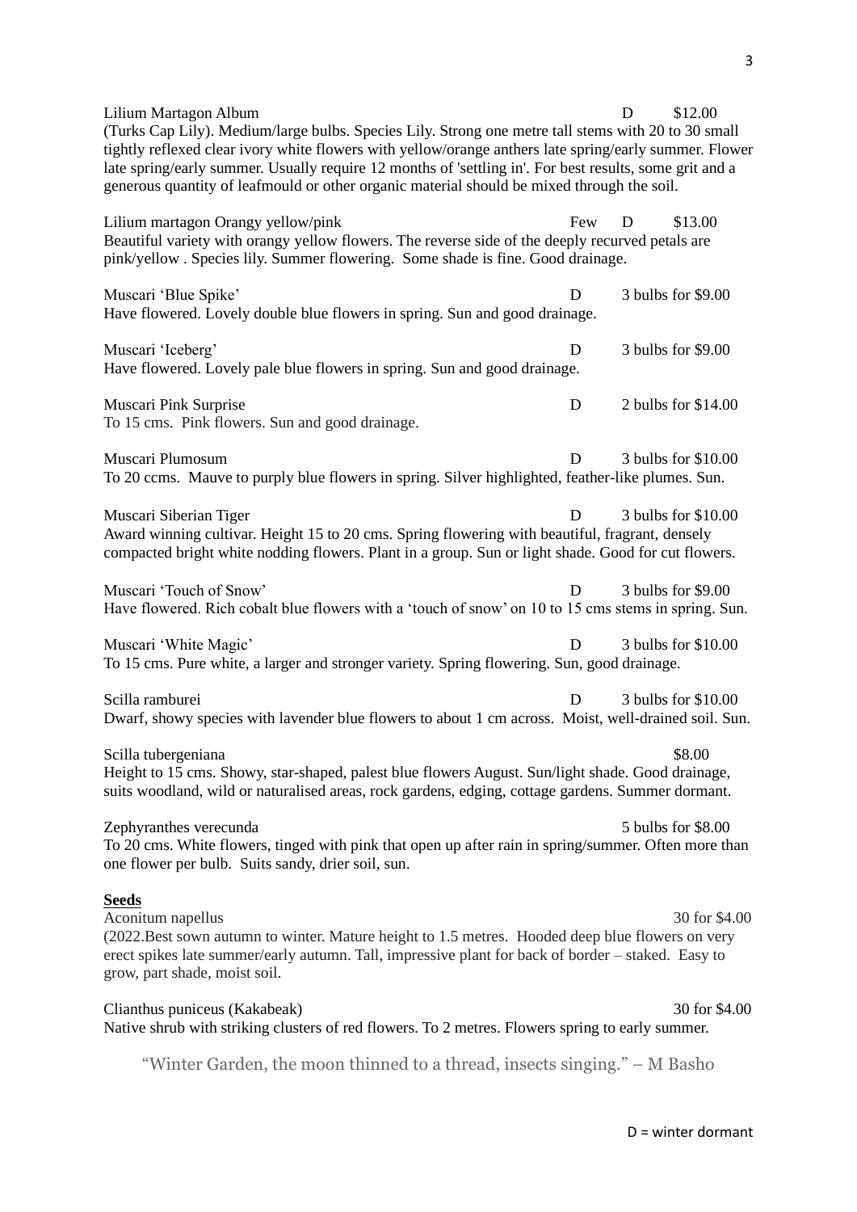Lilium Martagon Album D $12.00

(Turks Cap Lily). Medium/large bulbs. Species Lily. Strong one metre tall stems with 20 to 30 small tightly reflexed clear ivory white flowers with yellow/orange anthers late spring/early summer. Flower late spring/early summer. Usually require 12 months of 'settling in'. For best results, some grit and a generous quantity of leafmould or other organic material should be mixed through the soil.

Lilium martagon Orangy yellow/pink Few D $13.00

Beautiful variety with orangy yellow flowers. The reverse side of the deeply recurved petals are pink/yellow . Species lily. Summer flowering. Some shade is fine. Good drainage.

Muscari 'Blue Spike' D 3 bulbs for $9.00

Have flowered. Lovely double blue flowers in spring. Sun and good drainage.

Muscari 'Iceberg' D 3 bulbs for $9.00

Have flowered. Lovely pale blue flowers in spring. Sun and good drainage.

Muscari Pink Surprise D 2 bulbs for $14.00

To 15 cms. Pink flowers. Sun and good drainage.

Muscari Plumosum D 3 bulbs for $10.00

To 20 ccms. Mauve to purply blue flowers in spring. Silver highlighted, feather-like plumes. Sun.

Muscari Siberian Tiger D 3 bulbs for $10.00

Award winning cultivar. Height 15 to 20 cms. Spring flowering with beautiful, fragrant, densely compacted bright white nodding flowers. Plant in a group. Sun or light shade. Good for cut flowers.

Muscari 'Touch of Snow' D 3 bulbs for $9.00

Have flowered. Rich cobalt blue flowers with a 'touch of snow' on 10 to 15 cms stems in spring. Sun.

Muscari 'White Magic' D 3 bulbs for $10.00

To 15 cms. Pure white, a larger and stronger variety. Spring flowering. Sun, good drainage.

Scilla ramburei D 3 bulbs for $10.00

Dwarf, showy species with lavender blue flowers to about 1 cm across. Moist, well-drained soil. Sun.

Scilla tubergeniana $8.00

Height to 15 cms. Showy, star-shaped, palest blue flowers August. Sun/light shade. Good drainage, suits woodland, wild or naturalised areas, rock gardens, edging, cottage gardens. Summer dormant.

Zephyranthes verecunda 5 bulbs for $8.00

To 20 cms. White flowers, tinged with pink that open up after rain in spring/summer. Often more than one flower per bulb. Suits sandy, drier soil, sun.

## Seeds

Aconitum napellus 30 for $4.00

(2022.Best sown autumn to winter. Mature height to 1.5 metres. Hooded deep blue flowers on very erect spikes late summer/early autumn. Tall, impressive plant for back of border – staked. Easy to grow, part shade, moist soil.

Clianthus puniceus (Kakabeak) 30 for $4.00

Native shrub with striking clusters of red flowers. To 2 metres. Flowers spring to early summer.

"Winter Garden, the moon thinned to a thread, insects singing." – M Basho

D = winter dormant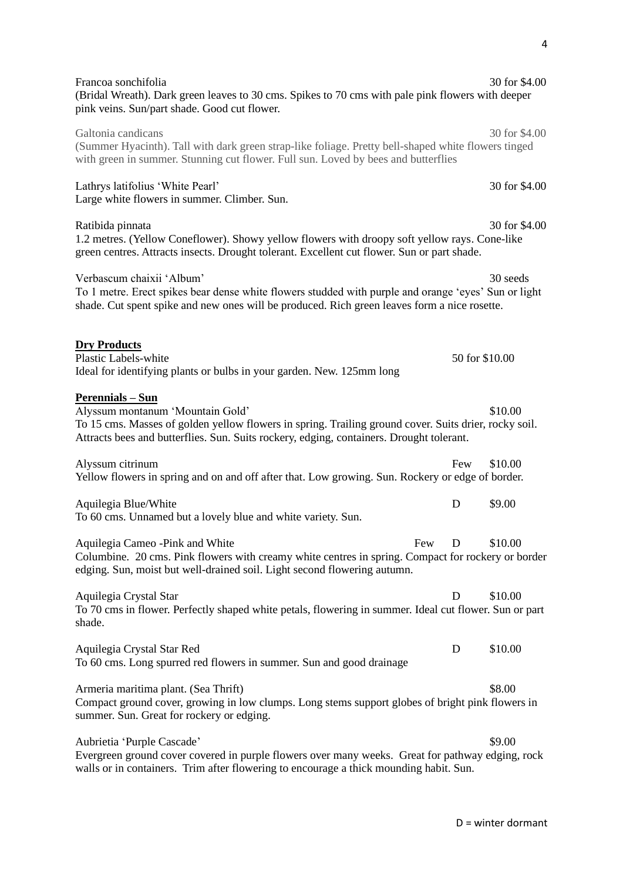Francoa sonchifolia — 30 for $4.00

(Bridal Wreath). Dark green leaves to 30 cms. Spikes to 70 cms with pale pink flowers with deeper pink veins. Sun/part shade. Good cut flower.

Galtonia candicans — 30 for $4.00

(Summer Hyacinth). Tall with dark green strap-like foliage. Pretty bell-shaped white flowers tinged with green in summer. Stunning cut flower. Full sun. Loved by bees and butterflies

Lathrys latifolius 'White Pearl' — 30 for $4.00

Large white flowers in summer. Climber. Sun.

Ratibida pinnata — 30 for $4.00

1.2 metres. (Yellow Coneflower). Showy yellow flowers with droopy soft yellow rays. Cone-like green centres. Attracts insects. Drought tolerant. Excellent cut flower. Sun or part shade.

Verbascum chaixii 'Album' — 30 seeds

To 1 metre. Erect spikes bear dense white flowers studded with purple and orange 'eyes' Sun or light shade. Cut spent spike and new ones will be produced. Rich green leaves form a nice rosette.

**Dry Products**

Plastic Labels-white — 50 for $10.00

Ideal for identifying plants or bulbs in your garden. New. 125mm long

**Perennials – Sun**

Alyssum montanum 'Mountain Gold' — $10.00

To 15 cms. Masses of golden yellow flowers in spring. Trailing ground cover. Suits drier, rocky soil. Attracts bees and butterflies. Sun. Suits rockery, edging, containers. Drought tolerant.

Alyssum citrinum — Few — $10.00

Yellow flowers in spring and on and off after that. Low growing. Sun. Rockery or edge of border.

Aquilegia Blue/White — D — $9.00

To 60 cms. Unnamed but a lovely blue and white variety. Sun.

Aquilegia Cameo -Pink and White — Few — D — $10.00

Columbine. 20 cms. Pink flowers with creamy white centres in spring. Compact for rockery or border edging. Sun, moist but well-drained soil. Light second flowering autumn.

Aquilegia Crystal Star — D — $10.00

To 70 cms in flower. Perfectly shaped white petals, flowering in summer. Ideal cut flower. Sun or part shade.

Aquilegia Crystal Star Red — D — $10.00

To 60 cms. Long spurred red flowers in summer. Sun and good drainage

Armeria maritima plant. (Sea Thrift) — $8.00

Compact ground cover, growing in low clumps. Long stems support globes of bright pink flowers in summer. Sun. Great for rockery or edging.

Aubrietia 'Purple Cascade' — $9.00

Evergreen ground cover covered in purple flowers over many weeks. Great for pathway edging, rock walls or in containers. Trim after flowering to encourage a thick mounding habit. Sun.

D = winter dormant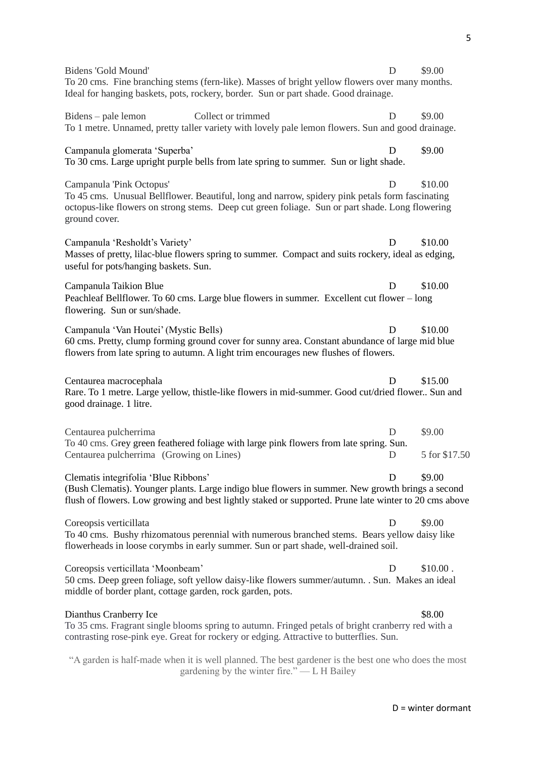Bidens 'Gold Mound' D $9.00
To 20 cms. Fine branching stems (fern-like). Masses of bright yellow flowers over many months. Ideal for hanging baskets, pots, rockery, border. Sun or part shade. Good drainage.

Bidens – pale lemon Collect or trimmed D $9.00
To 1 metre. Unnamed, pretty taller variety with lovely pale lemon flowers. Sun and good drainage.

Campanula glomerata 'Superba' D $9.00
To 30 cms. Large upright purple bells from late spring to summer. Sun or light shade.

Campanula 'Pink Octopus' D $10.00
To 45 cms. Unusual Bellflower. Beautiful, long and narrow, spidery pink petals form fascinating octopus-like flowers on strong stems. Deep cut green foliage. Sun or part shade. Long flowering ground cover.

Campanula 'Resholdt's Variety' D $10.00
Masses of pretty, lilac-blue flowers spring to summer. Compact and suits rockery, ideal as edging, useful for pots/hanging baskets. Sun.

Campanula Taikion Blue D $10.00
Peachleaf Bellflower. To 60 cms. Large blue flowers in summer. Excellent cut flower – long flowering. Sun or sun/shade.

Campanula 'Van Houtei' (Mystic Bells) D $10.00
60 cms. Pretty, clump forming ground cover for sunny area. Constant abundance of large mid blue flowers from late spring to autumn. A light trim encourages new flushes of flowers.

Centaurea macrocephala D $15.00
Rare. To 1 metre. Large yellow, thistle-like flowers in mid-summer. Good cut/dried flower.. Sun and good drainage. 1 litre.

Centaurea pulcherrima D $9.00
To 40 cms. Grey green feathered foliage with large pink flowers from late spring. Sun.
Centaurea pulcherrima (Growing on Lines) D 5 for $17.50

Clematis integrifolia 'Blue Ribbons' D $9.00
(Bush Clematis). Younger plants. Large indigo blue flowers in summer. New growth brings a second flush of flowers. Low growing and best lightly staked or supported. Prune late winter to 20 cms above

Coreopsis verticillata D $9.00
To 40 cms. Bushy rhizomatous perennial with numerous branched stems. Bears yellow daisy like flowerheads in loose corymbs in early summer. Sun or part shade, well-drained soil.

Coreopsis verticillata 'Moonbeam' D $10.00 .
50 cms. Deep green foliage, soft yellow daisy-like flowers summer/autumn. . Sun. Makes an ideal middle of border plant, cottage garden, rock garden, pots.

Dianthus Cranberry Ice $8.00
To 35 cms. Fragrant single blooms spring to autumn. Fringed petals of bright cranberry red with a contrasting rose-pink eye. Great for rockery or edging. Attractive to butterflies. Sun.

"A garden is half-made when it is well planned. The best gardener is the best one who does the most gardening by the winter fire." — L H Bailey

D = winter dormant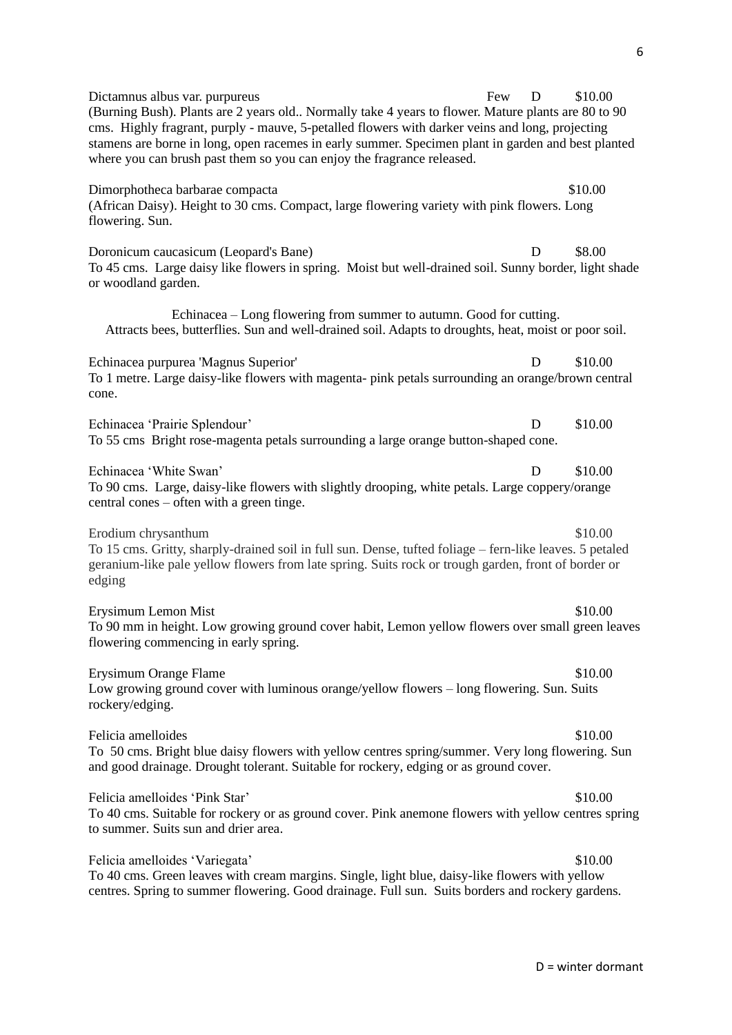Dictamnus albus var. purpureus Few D $10.00
(Burning Bush). Plants are 2 years old.. Normally take 4 years to flower. Mature plants are 80 to 90 cms. Highly fragrant, purply - mauve, 5-petalled flowers with darker veins and long, projecting stamens are borne in long, open racemes in early summer. Specimen plant in garden and best planted where you can brush past them so you can enjoy the fragrance released.

Dimorphotheca barbarae compacta $10.00
(African Daisy). Height to 30 cms. Compact, large flowering variety with pink flowers. Long flowering. Sun.

Doronicum caucasicum (Leopard's Bane) D $8.00
To 45 cms. Large daisy like flowers in spring. Moist but well-drained soil. Sunny border, light shade or woodland garden.

Echinacea – Long flowering from summer to autumn. Good for cutting.
Attracts bees, butterflies. Sun and well-drained soil. Adapts to droughts, heat, moist or poor soil.

Echinacea purpurea 'Magnus Superior' D $10.00
To 1 metre. Large daisy-like flowers with magenta- pink petals surrounding an orange/brown central cone.

Echinacea 'Prairie Splendour' D $10.00
To 55 cms Bright rose-magenta petals surrounding a large orange button-shaped cone.

Echinacea 'White Swan' D $10.00
To 90 cms. Large, daisy-like flowers with slightly drooping, white petals. Large coppery/orange central cones – often with a green tinge.

Erodium chrysanthum $10.00
To 15 cms. Gritty, sharply-drained soil in full sun. Dense, tufted foliage – fern-like leaves. 5 petaled geranium-like pale yellow flowers from late spring. Suits rock or trough garden, front of border or edging

Erysimum Lemon Mist $10.00
To 90 mm in height. Low growing ground cover habit, Lemon yellow flowers over small green leaves flowering commencing in early spring.

Erysimum Orange Flame $10.00
Low growing ground cover with luminous orange/yellow flowers – long flowering. Sun. Suits rockery/edging.

Felicia amelloides $10.00
To 50 cms. Bright blue daisy flowers with yellow centres spring/summer. Very long flowering. Sun and good drainage. Drought tolerant. Suitable for rockery, edging or as ground cover.

Felicia amelloides 'Pink Star' $10.00
To 40 cms. Suitable for rockery or as ground cover. Pink anemone flowers with yellow centres spring to summer. Suits sun and drier area.

Felicia amelloides 'Variegata' $10.00
To 40 cms. Green leaves with cream margins. Single, light blue, daisy-like flowers with yellow centres. Spring to summer flowering. Good drainage. Full sun. Suits borders and rockery gardens.

D = winter dormant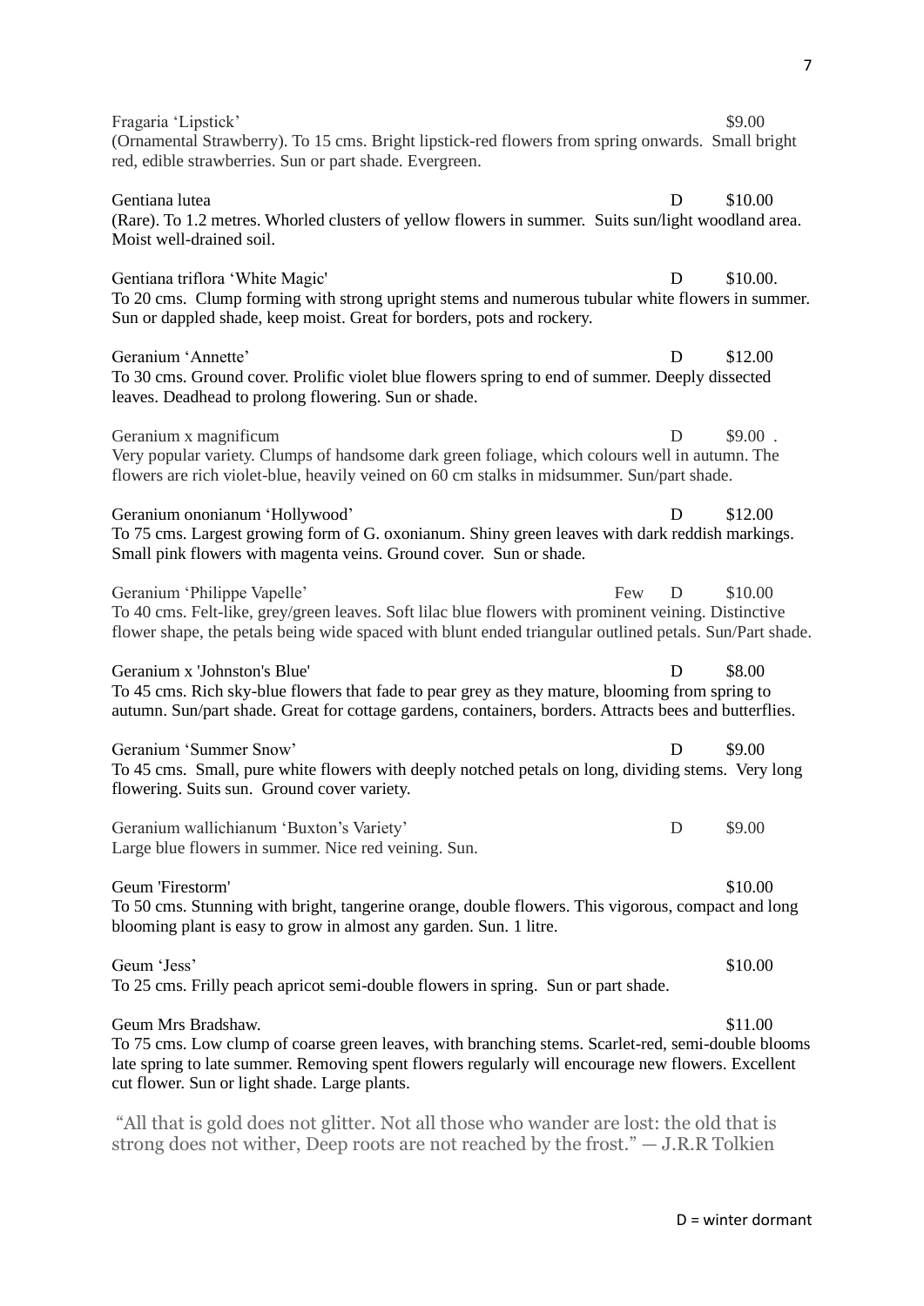Fragaria 'Lipstick' $9.00
(Ornamental Strawberry). To 15 cms. Bright lipstick-red flowers from spring onwards. Small bright red, edible strawberries. Sun or part shade. Evergreen.

Gentiana lutea D $10.00
(Rare). To 1.2 metres. Whorled clusters of yellow flowers in summer. Suits sun/light woodland area. Moist well-drained soil.

Gentiana triflora 'White Magic' D $10.00.
To 20 cms. Clump forming with strong upright stems and numerous tubular white flowers in summer. Sun or dappled shade, keep moist. Great for borders, pots and rockery.

Geranium 'Annette' D $12.00
To 30 cms. Ground cover. Prolific violet blue flowers spring to end of summer. Deeply dissected leaves. Deadhead to prolong flowering. Sun or shade.

Geranium x magnificum D $9.00 .
Very popular variety. Clumps of handsome dark green foliage, which colours well in autumn. The flowers are rich violet-blue, heavily veined on 60 cm stalks in midsummer. Sun/part shade.

Geranium ononianum 'Hollywood' D $12.00
To 75 cms. Largest growing form of G. oxonianum. Shiny green leaves with dark reddish markings. Small pink flowers with magenta veins. Ground cover. Sun or shade.

Geranium 'Philippe Vapelle' Few D $10.00
To 40 cms. Felt-like, grey/green leaves. Soft lilac blue flowers with prominent veining. Distinctive flower shape, the petals being wide spaced with blunt ended triangular outlined petals. Sun/Part shade.

Geranium x 'Johnston's Blue' D $8.00
To 45 cms. Rich sky-blue flowers that fade to pear grey as they mature, blooming from spring to autumn. Sun/part shade. Great for cottage gardens, containers, borders. Attracts bees and butterflies.

Geranium 'Summer Snow' D $9.00
To 45 cms. Small, pure white flowers with deeply notched petals on long, dividing stems. Very long flowering. Suits sun. Ground cover variety.

Geranium wallichianum 'Buxton's Variety' D $9.00
Large blue flowers in summer. Nice red veining. Sun.

Geum 'Firestorm' $10.00
To 50 cms. Stunning with bright, tangerine orange, double flowers. This vigorous, compact and long blooming plant is easy to grow in almost any garden. Sun. 1 litre.

Geum 'Jess' $10.00
To 25 cms. Frilly peach apricot semi-double flowers in spring. Sun or part shade.

Geum Mrs Bradshaw. $11.00
To 75 cms. Low clump of coarse green leaves, with branching stems. Scarlet-red, semi-double blooms late spring to late summer. Removing spent flowers regularly will encourage new flowers. Excellent cut flower. Sun or light shade. Large plants.

"All that is gold does not glitter. Not all those who wander are lost: the old that is strong does not wither, Deep roots are not reached by the frost." — J.R.R Tolkien

D = winter dormant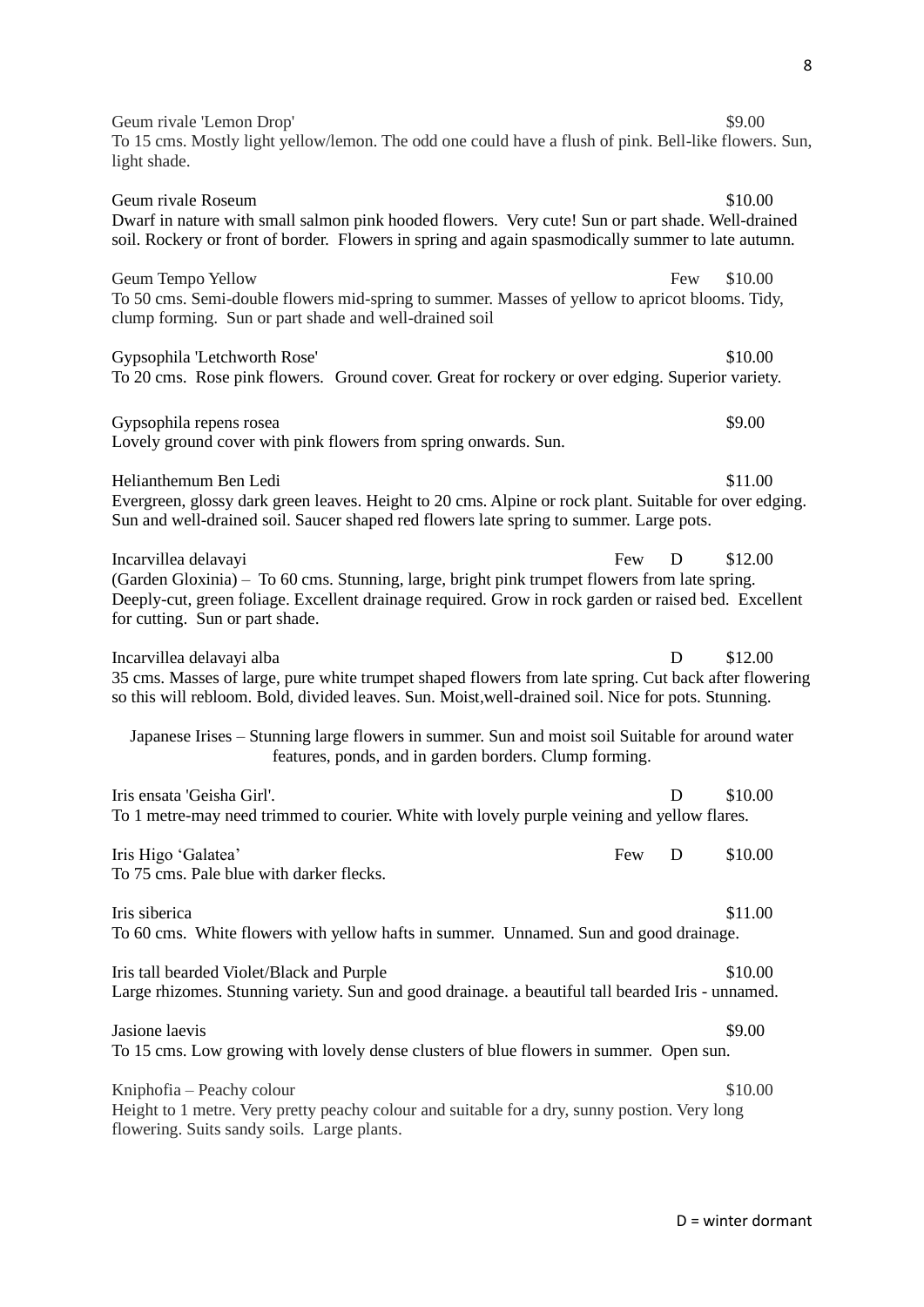Geum rivale 'Lemon Drop' $9.00
To 15 cms. Mostly light yellow/lemon. The odd one could have a flush of pink. Bell-like flowers. Sun, light shade.

Geum rivale Roseum $10.00
Dwarf in nature with small salmon pink hooded flowers. Very cute! Sun or part shade. Well-drained soil. Rockery or front of border. Flowers in spring and again spasmodically summer to late autumn.

Geum Tempo Yellow Few $10.00
To 50 cms. Semi-double flowers mid-spring to summer. Masses of yellow to apricot blooms. Tidy, clump forming. Sun or part shade and well-drained soil

Gypsophila 'Letchworth Rose' $10.00
To 20 cms. Rose pink flowers. Ground cover. Great for rockery or over edging. Superior variety.

Gypsophila repens rosea $9.00
Lovely ground cover with pink flowers from spring onwards. Sun.

Helianthemum Ben Ledi $11.00
Evergreen, glossy dark green leaves. Height to 20 cms. Alpine or rock plant. Suitable for over edging. Sun and well-drained soil. Saucer shaped red flowers late spring to summer. Large pots.

Incarvillea delavayi Few D $12.00
(Garden Gloxinia) – To 60 cms. Stunning, large, bright pink trumpet flowers from late spring. Deeply-cut, green foliage. Excellent drainage required. Grow in rock garden or raised bed. Excellent for cutting. Sun or part shade.

Incarvillea delavayi alba D $12.00
35 cms. Masses of large, pure white trumpet shaped flowers from late spring. Cut back after flowering so this will rebloom. Bold, divided leaves. Sun. Moist,well-drained soil. Nice for pots. Stunning.

Japanese Irises – Stunning large flowers in summer. Sun and moist soil Suitable for around water features, ponds, and in garden borders. Clump forming.

Iris ensata 'Geisha Girl'. D $10.00
To 1 metre-may need trimmed to courier. White with lovely purple veining and yellow flares.

Iris Higo 'Galatea' Few D $10.00
To 75 cms. Pale blue with darker flecks.

Iris siberica $11.00
To 60 cms. White flowers with yellow hafts in summer. Unnamed. Sun and good drainage.

Iris tall bearded Violet/Black and Purple $10.00
Large rhizomes. Stunning variety. Sun and good drainage. a beautiful tall bearded Iris - unnamed.

Jasione laevis $9.00
To 15 cms. Low growing with lovely dense clusters of blue flowers in summer. Open sun.

Kniphofia – Peachy colour $10.00
Height to 1 metre. Very pretty peachy colour and suitable for a dry, sunny postion. Very long flowering. Suits sandy soils. Large plants.

D = winter dormant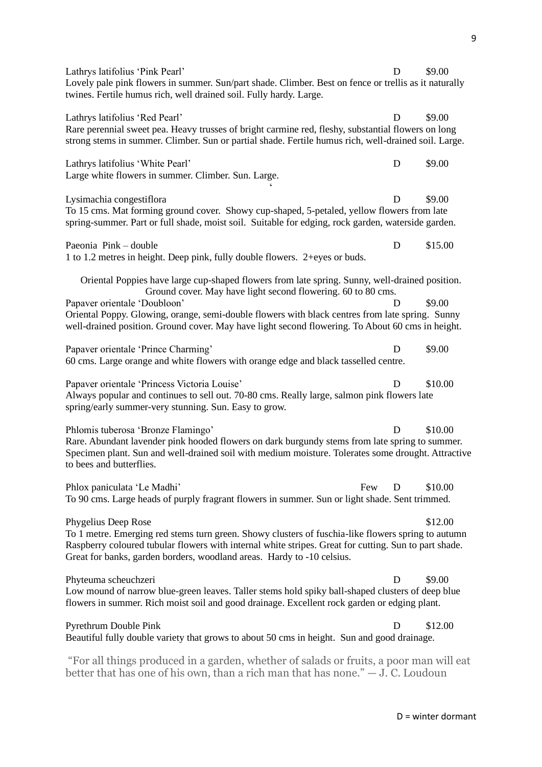Lathrys latifolius 'Pink Pearl' D $9.00
Lovely pale pink flowers in summer. Sun/part shade. Climber. Best on fence or trellis as it naturally twines. Fertile humus rich, well drained soil. Fully hardy. Large.

Lathrys latifolius 'Red Pearl' D $9.00
Rare perennial sweet pea. Heavy trusses of bright carmine red, fleshy, substantial flowers on long strong stems in summer. Climber. Sun or partial shade. Fertile humus rich, well-drained soil. Large.

Lathrys latifolius 'White Pearl' D $9.00
Large white flowers in summer. Climber. Sun. Large.

Lysimachia congestiflora D $9.00
To 15 cms. Mat forming ground cover. Showy cup-shaped, 5-petaled, yellow flowers from late spring-summer. Part or full shade, moist soil. Suitable for edging, rock garden, waterside garden.

Paeonia Pink – double D $15.00
1 to 1.2 metres in height. Deep pink, fully double flowers. 2+eyes or buds.

Oriental Poppies have large cup-shaped flowers from late spring. Sunny, well-drained position. Ground cover. May have light second flowering. 60 to 80 cms.

Papaver orientale 'Doubloon' D $9.00
Oriental Poppy. Glowing, orange, semi-double flowers with black centres from late spring. Sunny well-drained position. Ground cover. May have light second flowering. To About 60 cms in height.

Papaver orientale 'Prince Charming' D $9.00
60 cms. Large orange and white flowers with orange edge and black tasselled centre.

Papaver orientale 'Princess Victoria Louise' D $10.00
Always popular and continues to sell out. 70-80 cms. Really large, salmon pink flowers late spring/early summer-very stunning. Sun. Easy to grow.

Phlomis tuberosa 'Bronze Flamingo' D $10.00
Rare. Abundant lavender pink hooded flowers on dark burgundy stems from late spring to summer. Specimen plant. Sun and well-drained soil with medium moisture. Tolerates some drought. Attractive to bees and butterflies.

Phlox paniculata 'Le Madhi' Few D $10.00
To 90 cms. Large heads of purply fragrant flowers in summer. Sun or light shade. Sent trimmed.

Phygelius Deep Rose $12.00
To 1 metre. Emerging red stems turn green. Showy clusters of fuschia-like flowers spring to autumn Raspberry coloured tubular flowers with internal white stripes. Great for cutting. Sun to part shade. Great for banks, garden borders, woodland areas. Hardy to -10 celsius.

Phyteuma scheuchzeri D $9.00
Low mound of narrow blue-green leaves. Taller stems hold spiky ball-shaped clusters of deep blue flowers in summer. Rich moist soil and good drainage. Excellent rock garden or edging plant.

Pyrethrum Double Pink D $12.00
Beautiful fully double variety that grows to about 50 cms in height. Sun and good drainage.

"For all things produced in a garden, whether of salads or fruits, a poor man will eat better that has one of his own, than a rich man that has none." — J. C. Loudoun

D = winter dormant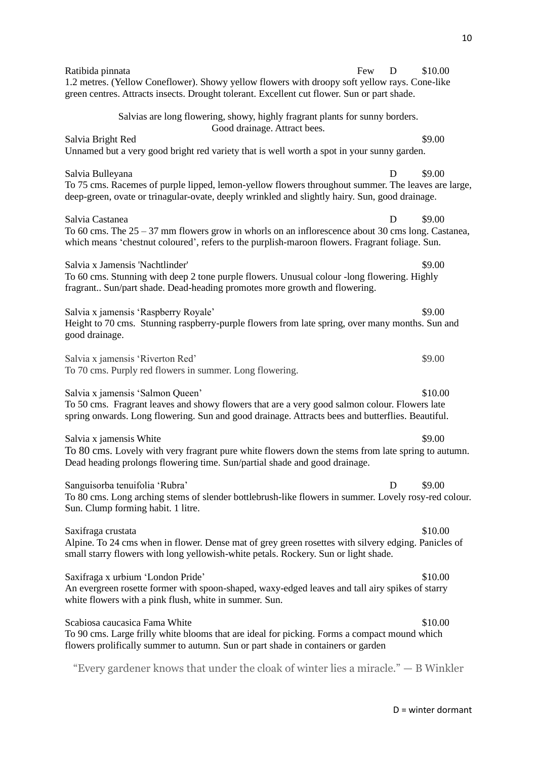**Ratibida pinnata** Few D $10.00
1.2 metres. (Yellow Coneflower). Showy yellow flowers with droopy soft yellow rays. Cone-like green centres. Attracts insects. Drought tolerant. Excellent cut flower. Sun or part shade.

Salvias are long flowering, showy, highly fragrant plants for sunny borders. Good drainage. Attract bees.

**Salvia Bright Red** $9.00
Unnamed but a very good bright red variety that is well worth a spot in your sunny garden.

**Salvia Bulleyana** D $9.00
To 75 cms. Racemes of purple lipped, lemon-yellow flowers throughout summer. The leaves are large, deep-green, ovate or trinagular-ovate, deeply wrinkled and slightly hairy. Sun, good drainage.

**Salvia Castanea** D $9.00
To 60 cms. The 25 – 37 mm flowers grow in whorls on an inflorescence about 30 cms long. Castanea, which means 'chestnut coloured', refers to the purplish-maroon flowers. Fragrant foliage. Sun.

**Salvia x Jamensis 'Nachtlinder'** $9.00
To 60 cms. Stunning with deep 2 tone purple flowers. Unusual colour -long flowering. Highly fragrant.. Sun/part shade. Dead-heading promotes more growth and flowering.

**Salvia x jamensis 'Raspberry Royale'** $9.00
Height to 70 cms. Stunning raspberry-purple flowers from late spring, over many months. Sun and good drainage.

**Salvia x jamensis 'Riverton Red'** $9.00
To 70 cms. Purply red flowers in summer. Long flowering.

**Salvia x jamensis 'Salmon Queen'** $10.00
To 50 cms. Fragrant leaves and showy flowers that are a very good salmon colour. Flowers late spring onwards. Long flowering. Sun and good drainage. Attracts bees and butterflies. Beautiful.

**Salvia x jamensis White** $9.00
To 80 cms. Lovely with very fragrant pure white flowers down the stems from late spring to autumn. Dead heading prolongs flowering time. Sun/partial shade and good drainage.

**Sanguisorba tenuifolia 'Rubra'** D $9.00
To 80 cms. Long arching stems of slender bottlebrush-like flowers in summer. Lovely rosy-red colour. Sun. Clump forming habit. 1 litre.

**Saxifraga crustata** $10.00
Alpine. To 24 cms when in flower. Dense mat of grey green rosettes with silvery edging. Panicles of small starry flowers with long yellowish-white petals. Rockery. Sun or light shade.

**Saxifraga x urbium 'London Pride'** $10.00
An evergreen rosette former with spoon-shaped, waxy-edged leaves and tall airy spikes of starry white flowers with a pink flush, white in summer. Sun.

**Scabiosa caucasica Fama White** $10.00
To 90 cms. Large frilly white blooms that are ideal for picking. Forms a compact mound which flowers prolifically summer to autumn. Sun or part shade in containers or garden

"Every gardener knows that under the cloak of winter lies a miracle." — B Winkler

D = winter dormant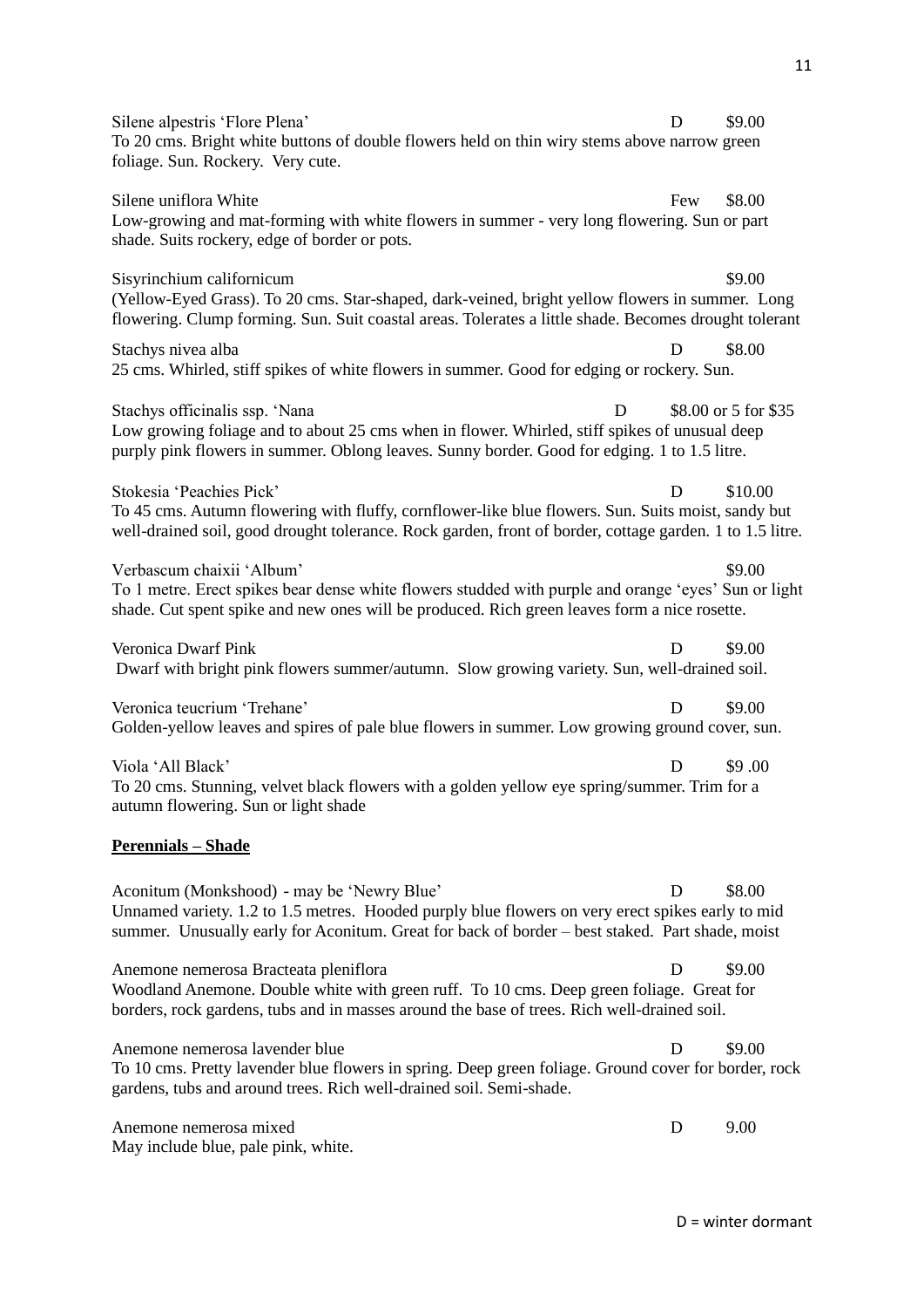Silene alpestris 'Flore Plena' D $9.00
To 20 cms. Bright white buttons of double flowers held on thin wiry stems above narrow green foliage. Sun. Rockery. Very cute.

Silene uniflora White Few $8.00
Low-growing and mat-forming with white flowers in summer - very long flowering. Sun or part shade. Suits rockery, edge of border or pots.

Sisyrinchium californicum $9.00
(Yellow-Eyed Grass). To 20 cms. Star-shaped, dark-veined, bright yellow flowers in summer. Long flowering. Clump forming. Sun. Suit coastal areas. Tolerates a little shade. Becomes drought tolerant

Stachys nivea alba D $8.00
25 cms. Whirled, stiff spikes of white flowers in summer. Good for edging or rockery. Sun.

Stachys officinalis ssp. 'Nana D $8.00 or 5 for $35
Low growing foliage and to about 25 cms when in flower. Whirled, stiff spikes of unusual deep purply pink flowers in summer. Oblong leaves. Sunny border. Good for edging. 1 to 1.5 litre.

Stokesia 'Peachies Pick' D $10.00
To 45 cms. Autumn flowering with fluffy, cornflower-like blue flowers. Sun. Suits moist, sandy but well-drained soil, good drought tolerance. Rock garden, front of border, cottage garden. 1 to 1.5 litre.

Verbascum chaixii 'Album' $9.00
To 1 metre. Erect spikes bear dense white flowers studded with purple and orange 'eyes' Sun or light shade. Cut spent spike and new ones will be produced. Rich green leaves form a nice rosette.

Veronica Dwarf Pink D $9.00
Dwarf with bright pink flowers summer/autumn. Slow growing variety. Sun, well-drained soil.

Veronica teucrium 'Trehane' D $9.00
Golden-yellow leaves and spires of pale blue flowers in summer. Low growing ground cover, sun.

Viola 'All Black' D $9 .00
To 20 cms. Stunning, velvet black flowers with a golden yellow eye spring/summer. Trim for a autumn flowering. Sun or light shade

## Perennials – Shade

Aconitum (Monkshood) - may be 'Newry Blue' D $8.00
Unnamed variety. 1.2 to 1.5 metres. Hooded purply blue flowers on very erect spikes early to mid summer. Unusually early for Aconitum. Great for back of border – best staked. Part shade, moist

Anemone nemerosa Bracteata pleniflora D $9.00
Woodland Anemone. Double white with green ruff. To 10 cms. Deep green foliage. Great for borders, rock gardens, tubs and in masses around the base of trees. Rich well-drained soil.

Anemone nemerosa lavender blue D $9.00
To 10 cms. Pretty lavender blue flowers in spring. Deep green foliage. Ground cover for border, rock gardens, tubs and around trees. Rich well-drained soil. Semi-shade.

Anemone nemerosa mixed D 9.00
May include blue, pale pink, white.

D = winter dormant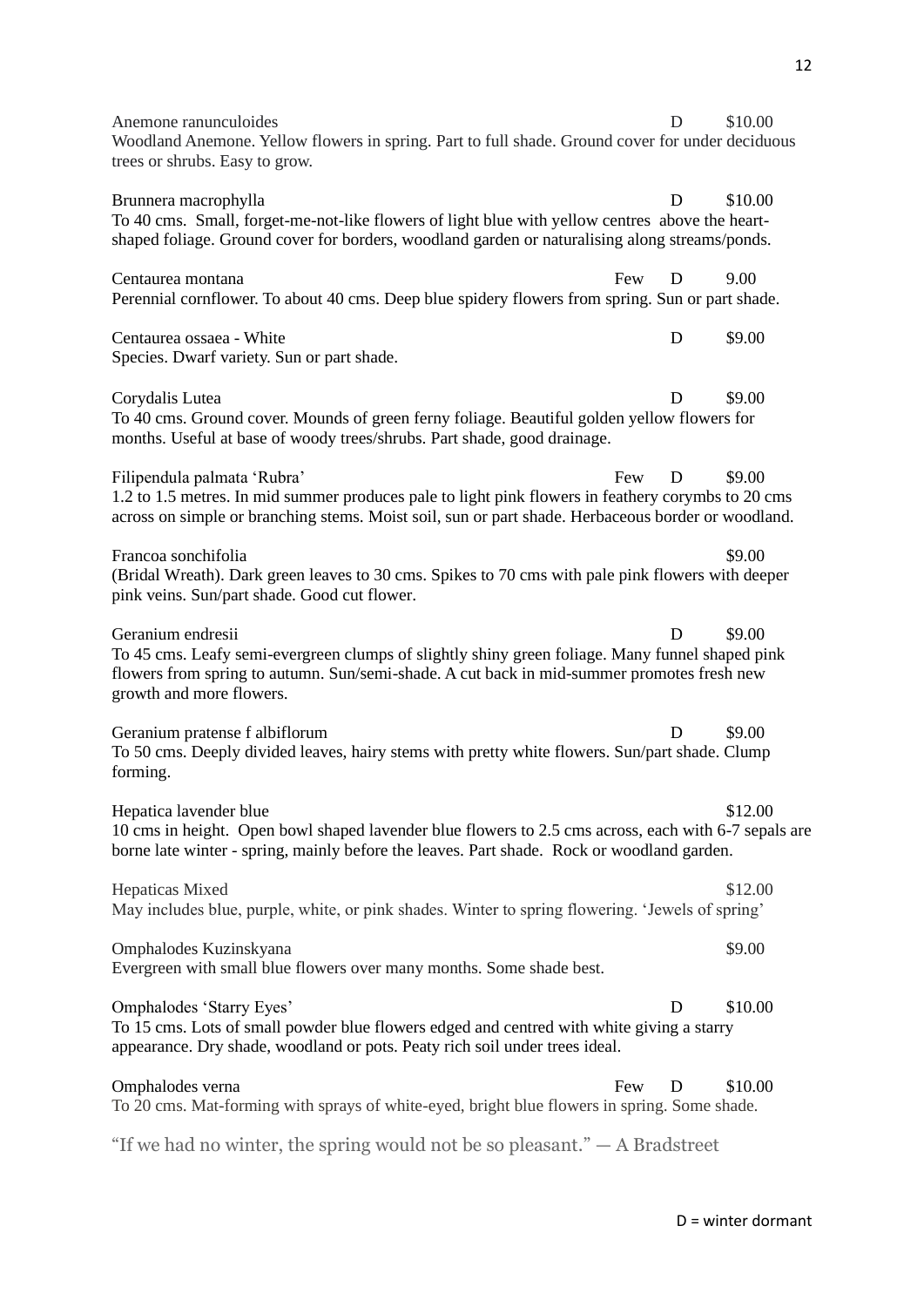Anemone ranunculoides D $10.00
Woodland Anemone. Yellow flowers in spring. Part to full shade. Ground cover for under deciduous trees or shrubs. Easy to grow.

Brunnera macrophylla D $10.00
To 40 cms. Small, forget-me-not-like flowers of light blue with yellow centres above the heart-shaped foliage. Ground cover for borders, woodland garden or naturalising along streams/ponds.

Centaurea montana Few D 9.00
Perennial cornflower. To about 40 cms. Deep blue spidery flowers from spring. Sun or part shade.

Centaurea ossaea - White D $9.00
Species. Dwarf variety. Sun or part shade.

Corydalis Lutea D $9.00
To 40 cms. Ground cover. Mounds of green ferny foliage. Beautiful golden yellow flowers for months. Useful at base of woody trees/shrubs. Part shade, good drainage.

Filipendula palmata 'Rubra' Few D $9.00
1.2 to 1.5 metres. In mid summer produces pale to light pink flowers in feathery corymbs to 20 cms across on simple or branching stems. Moist soil, sun or part shade. Herbaceous border or woodland.

Francoa sonchifolia $9.00
(Bridal Wreath). Dark green leaves to 30 cms. Spikes to 70 cms with pale pink flowers with deeper pink veins. Sun/part shade. Good cut flower.

Geranium endresii D $9.00
To 45 cms. Leafy semi-evergreen clumps of slightly shiny green foliage. Many funnel shaped pink flowers from spring to autumn. Sun/semi-shade. A cut back in mid-summer promotes fresh new growth and more flowers.

Geranium pratense f albiflorum D $9.00
To 50 cms. Deeply divided leaves, hairy stems with pretty white flowers. Sun/part shade. Clump forming.

Hepatica lavender blue $12.00
10 cms in height. Open bowl shaped lavender blue flowers to 2.5 cms across, each with 6-7 sepals are borne late winter - spring, mainly before the leaves. Part shade. Rock or woodland garden.

Hepaticas Mixed $12.00
May includes blue, purple, white, or pink shades. Winter to spring flowering. 'Jewels of spring'

Omphalodes Kuzinskyana $9.00
Evergreen with small blue flowers over many months. Some shade best.

Omphalodes 'Starry Eyes' D $10.00
To 15 cms. Lots of small powder blue flowers edged and centred with white giving a starry appearance. Dry shade, woodland or pots. Peaty rich soil under trees ideal.

Omphalodes verna Few D $10.00
To 20 cms. Mat-forming with sprays of white-eyed, bright blue flowers in spring. Some shade.

"If we had no winter, the spring would not be so pleasant." — A Bradstreet

D = winter dormant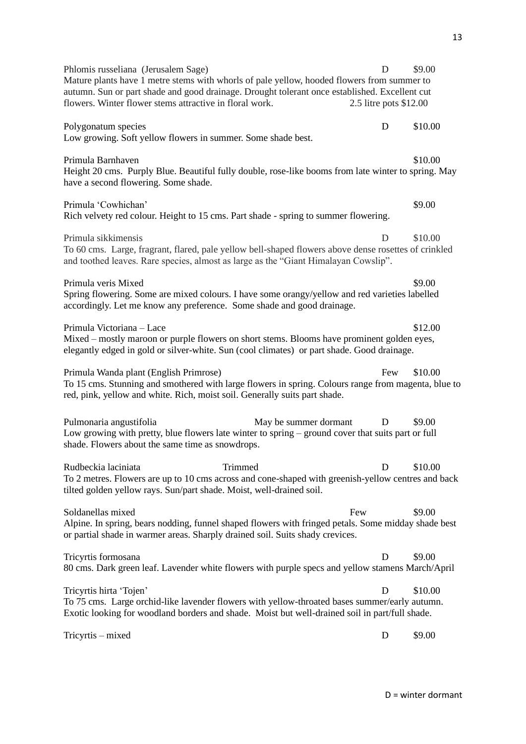Phlomis russeliana (Jerusalem Sage) D $9.00
Mature plants have 1 metre stems with whorls of pale yellow, hooded flowers from summer to autumn. Sun or part shade and good drainage. Drought tolerant once established. Excellent cut flowers. Winter flower stems attractive in floral work. 2.5 litre pots $12.00

Polygonatum species D $10.00
Low growing. Soft yellow flowers in summer. Some shade best.

Primula Barnhaven $10.00
Height 20 cms. Purply Blue. Beautiful fully double, rose-like booms from late winter to spring. May have a second flowering. Some shade.

Primula 'Cowhichan' $9.00
Rich velvety red colour. Height to 15 cms. Part shade - spring to summer flowering.

Primula sikkimensis D $10.00
To 60 cms. Large, fragrant, flared, pale yellow bell-shaped flowers above dense rosettes of crinkled and toothed leaves. Rare species, almost as large as the "Giant Himalayan Cowslip".

Primula veris Mixed $9.00
Spring flowering. Some are mixed colours. I have some orangy/yellow and red varieties labelled accordingly. Let me know any preference. Some shade and good drainage.

Primula Victoriana – Lace $12.00
Mixed – mostly maroon or purple flowers on short stems. Blooms have prominent golden eyes, elegantly edged in gold or silver-white. Sun (cool climates) or part shade. Good drainage.

Primula Wanda plant (English Primrose) Few $10.00
To 15 cms. Stunning and smothered with large flowers in spring. Colours range from magenta, blue to red, pink, yellow and white. Rich, moist soil. Generally suits part shade.

Pulmonaria angustifolia May be summer dormant D $9.00
Low growing with pretty, blue flowers late winter to spring – ground cover that suits part or full shade. Flowers about the same time as snowdrops.

Rudbeckia laciniata Trimmed D $10.00
To 2 metres. Flowers are up to 10 cms across and cone-shaped with greenish-yellow centres and back tilted golden yellow rays. Sun/part shade. Moist, well-drained soil.

Soldanellas mixed Few $9.00
Alpine. In spring, bears nodding, funnel shaped flowers with fringed petals. Some midday shade best or partial shade in warmer areas. Sharply drained soil. Suits shady crevices.

Tricyrtis formosana D $9.00
80 cms. Dark green leaf. Lavender white flowers with purple specs and yellow stamens March/April

Tricyrtis hirta 'Tojen' D $10.00
To 75 cms. Large orchid-like lavender flowers with yellow-throated bases summer/early autumn. Exotic looking for woodland borders and shade. Moist but well-drained soil in part/full shade.

Tricyrtis – mixed D $9.00

D = winter dormant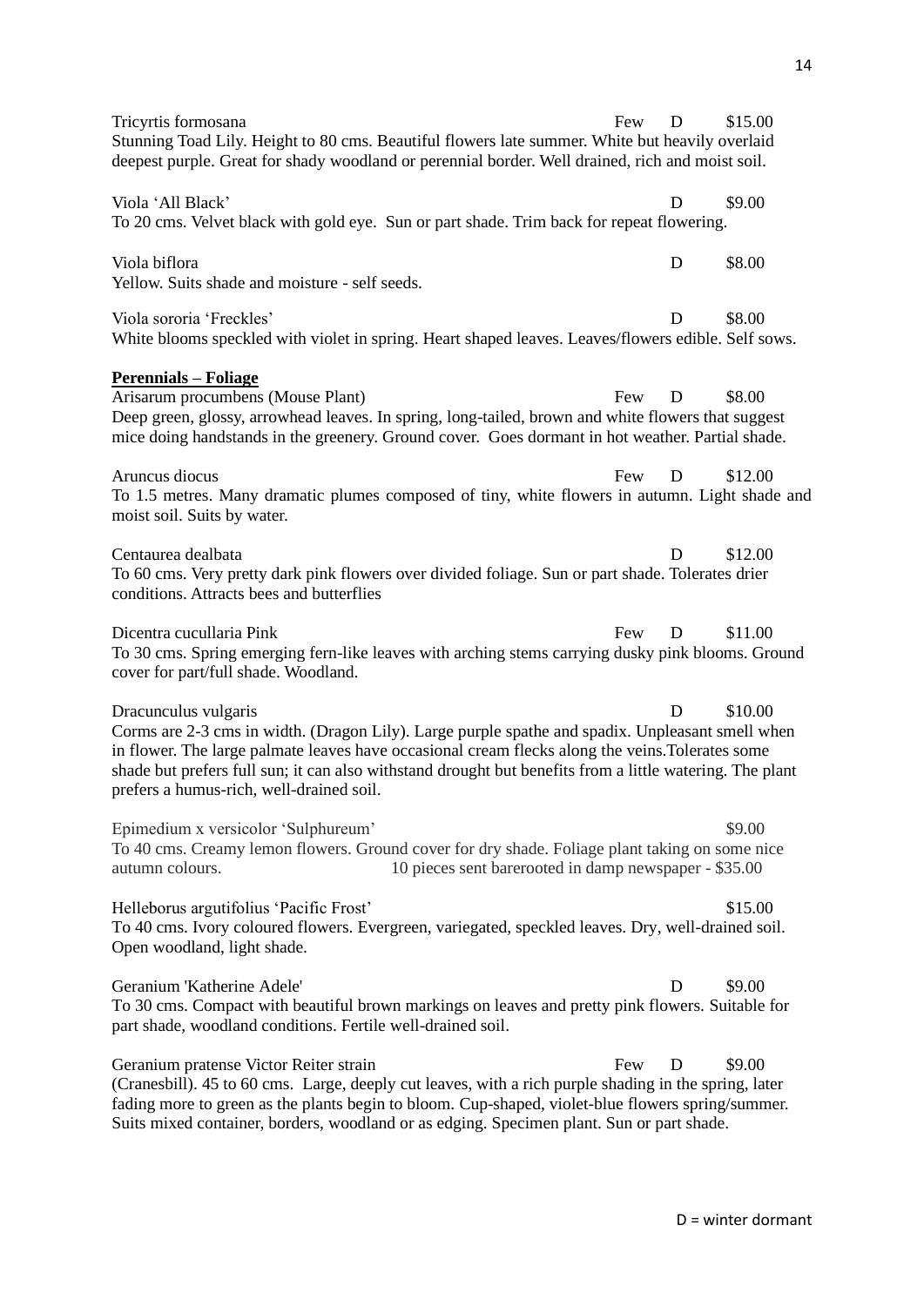**Tricyrtis formosana** Few D $15.00
Stunning Toad Lily. Height to 80 cms. Beautiful flowers late summer. White but heavily overlaid deepest purple. Great for shady woodland or perennial border. Well drained, rich and moist soil.

**Viola 'All Black'** D $9.00
To 20 cms. Velvet black with gold eye. Sun or part shade. Trim back for repeat flowering.

**Viola biflora** D $8.00
Yellow. Suits shade and moisture - self seeds.

**Viola sororia 'Freckles'** D $8.00
White blooms speckled with violet in spring. Heart shaped leaves. Leaves/flowers edible. Self sows.

## Perennials – Foliage

**Arisarum procumbens (Mouse Plant)** Few D $8.00
Deep green, glossy, arrowhead leaves. In spring, long-tailed, brown and white flowers that suggest mice doing handstands in the greenery. Ground cover. Goes dormant in hot weather. Partial shade.

**Aruncus diocus** Few D $12.00
To 1.5 metres. Many dramatic plumes composed of tiny, white flowers in autumn. Light shade and moist soil. Suits by water.

**Centaurea dealbata** D $12.00
To 60 cms. Very pretty dark pink flowers over divided foliage. Sun or part shade. Tolerates drier conditions. Attracts bees and butterflies

**Dicentra cucullaria Pink** Few D $11.00
To 30 cms. Spring emerging fern-like leaves with arching stems carrying dusky pink blooms. Ground cover for part/full shade. Woodland.

**Dracunculus vulgaris** D $10.00
Corms are 2-3 cms in width. (Dragon Lily). Large purple spathe and spadix. Unpleasant smell when in flower. The large palmate leaves have occasional cream flecks along the veins.Tolerates some shade but prefers full sun; it can also withstand drought but benefits from a little watering. The plant prefers a humus-rich, well-drained soil.

**Epimedium x versicolor 'Sulphureum'** $9.00
To 40 cms. Creamy lemon flowers. Ground cover for dry shade. Foliage plant taking on some nice autumn colours. 10 pieces sent barerooted in damp newspaper - $35.00

**Helleborus argutifolius 'Pacific Frost'** $15.00
To 40 cms. Ivory coloured flowers. Evergreen, variegated, speckled leaves. Dry, well-drained soil. Open woodland, light shade.

**Geranium 'Katherine Adele'** D $9.00
To 30 cms. Compact with beautiful brown markings on leaves and pretty pink flowers. Suitable for part shade, woodland conditions. Fertile well-drained soil.

**Geranium pratense Victor Reiter strain** Few D $9.00
(Cranesbill). 45 to 60 cms. Large, deeply cut leaves, with a rich purple shading in the spring, later fading more to green as the plants begin to bloom. Cup-shaped, violet-blue flowers spring/summer. Suits mixed container, borders, woodland or as edging. Specimen plant. Sun or part shade.

D = winter dormant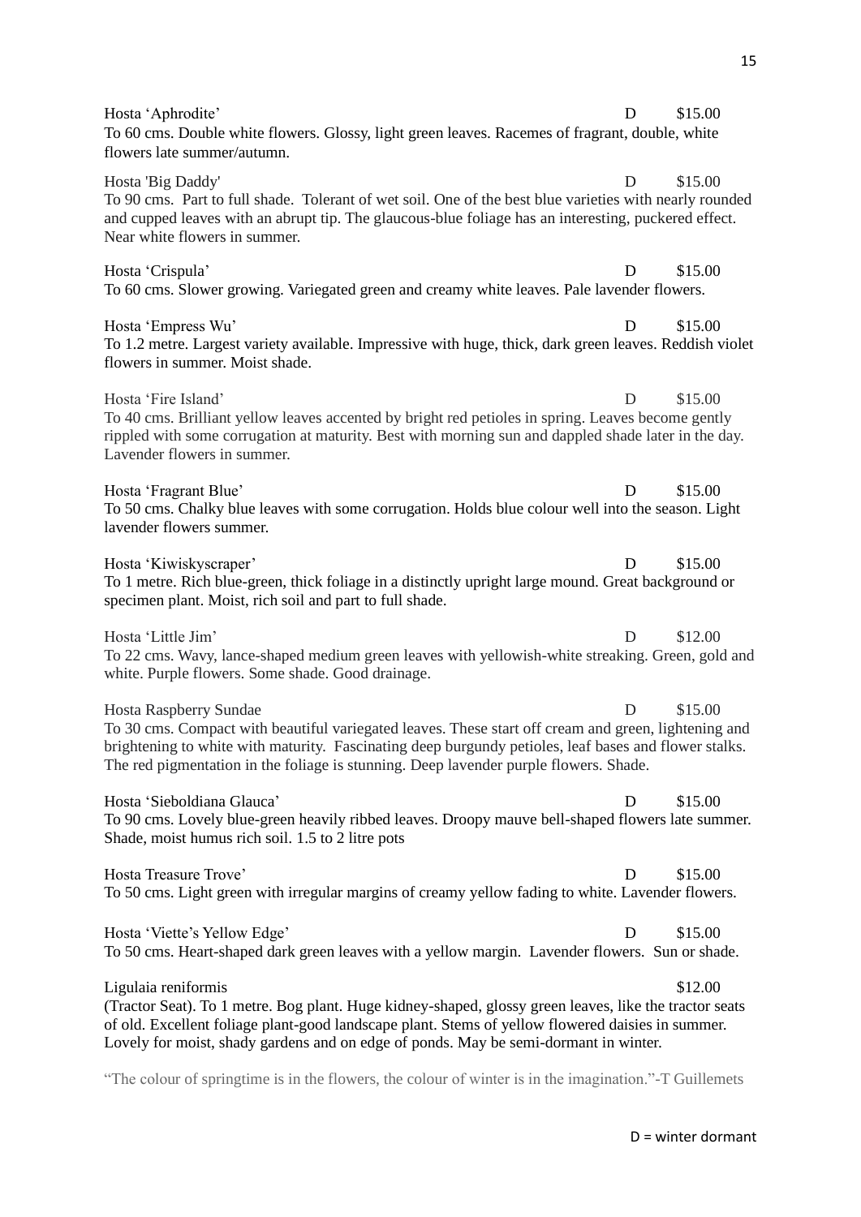Hosta 'Aphrodite' D $15.00
To 60 cms. Double white flowers. Glossy, light green leaves. Racemes of fragrant, double, white flowers late summer/autumn.

Hosta 'Big Daddy' D $15.00
To 90 cms. Part to full shade. Tolerant of wet soil. One of the best blue varieties with nearly rounded and cupped leaves with an abrupt tip. The glaucous-blue foliage has an interesting, puckered effect. Near white flowers in summer.

Hosta 'Crispula' D $15.00
To 60 cms. Slower growing. Variegated green and creamy white leaves. Pale lavender flowers.

Hosta 'Empress Wu' D $15.00
To 1.2 metre. Largest variety available. Impressive with huge, thick, dark green leaves. Reddish violet flowers in summer. Moist shade.

Hosta 'Fire Island' D $15.00
To 40 cms. Brilliant yellow leaves accented by bright red petioles in spring. Leaves become gently rippled with some corrugation at maturity. Best with morning sun and dappled shade later in the day. Lavender flowers in summer.

Hosta 'Fragrant Blue' D $15.00
To 50 cms. Chalky blue leaves with some corrugation. Holds blue colour well into the season. Light lavender flowers summer.

Hosta 'Kiwiskyscraper' D $15.00
To 1 metre. Rich blue-green, thick foliage in a distinctly upright large mound. Great background or specimen plant. Moist, rich soil and part to full shade.

Hosta 'Little Jim' D $12.00
To 22 cms. Wavy, lance-shaped medium green leaves with yellowish-white streaking. Green, gold and white. Purple flowers. Some shade. Good drainage.

Hosta Raspberry Sundae D $15.00
To 30 cms. Compact with beautiful variegated leaves. These start off cream and green, lightening and brightening to white with maturity. Fascinating deep burgundy petioles, leaf bases and flower stalks. The red pigmentation in the foliage is stunning. Deep lavender purple flowers. Shade.

Hosta 'Sieboldiana Glauca' D $15.00
To 90 cms. Lovely blue-green heavily ribbed leaves. Droopy mauve bell-shaped flowers late summer. Shade, moist humus rich soil. 1.5 to 2 litre pots

Hosta Treasure Trove' D $15.00
To 50 cms. Light green with irregular margins of creamy yellow fading to white. Lavender flowers.

Hosta 'Viette's Yellow Edge' D $15.00
To 50 cms. Heart-shaped dark green leaves with a yellow margin. Lavender flowers. Sun or shade.

Ligulaia reniformis $12.00
(Tractor Seat). To 1 metre. Bog plant. Huge kidney-shaped, glossy green leaves, like the tractor seats of old. Excellent foliage plant-good landscape plant. Stems of yellow flowered daisies in summer. Lovely for moist, shady gardens and on edge of ponds. May be semi-dormant in winter.

"The colour of springtime is in the flowers, the colour of winter is in the imagination."-T Guillemets

D = winter dormant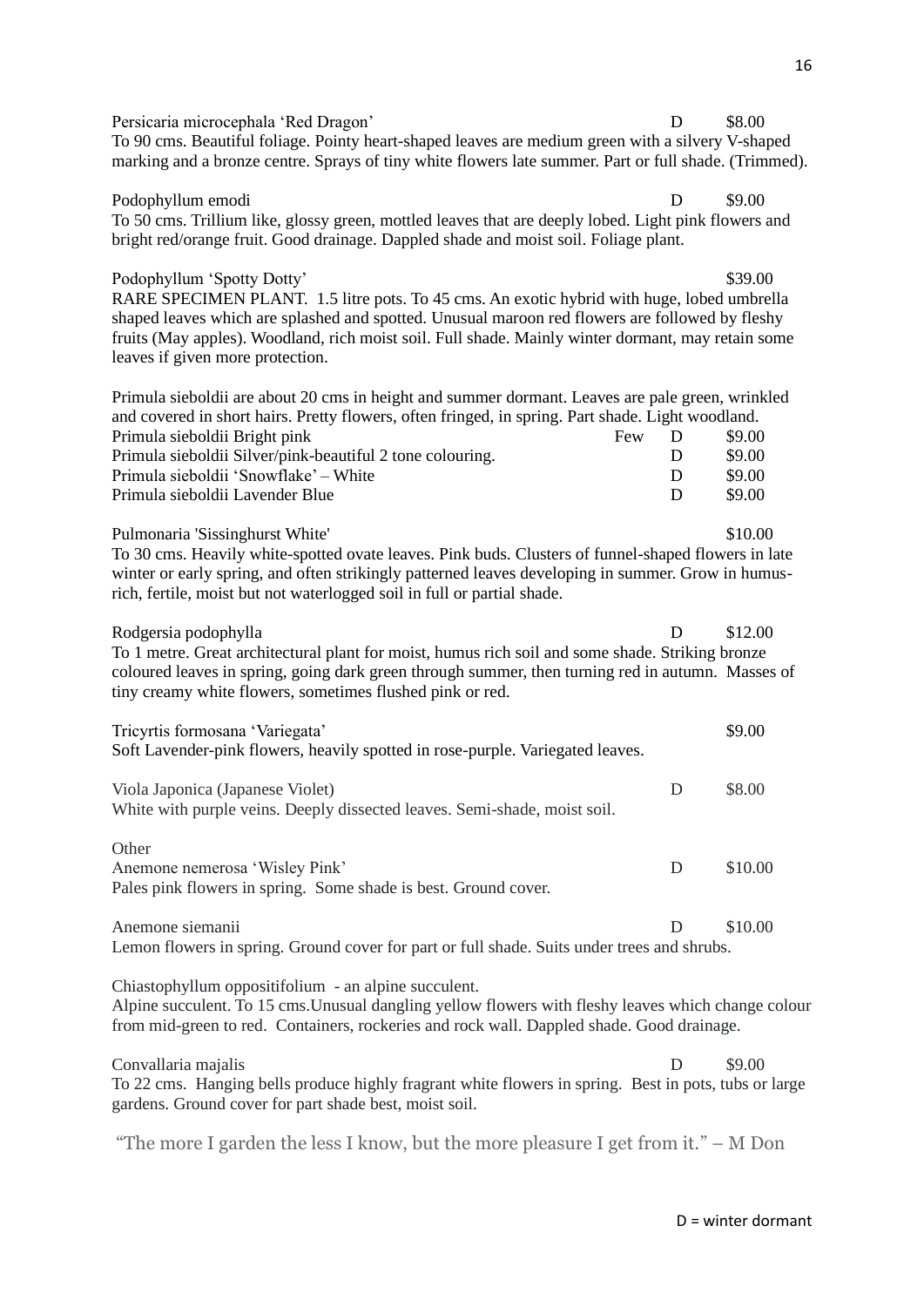Persicaria microcephala 'Red Dragon' D $8.00
To 90 cms. Beautiful foliage. Pointy heart-shaped leaves are medium green with a silvery V-shaped marking and a bronze centre. Sprays of tiny white flowers late summer. Part or full shade. (Trimmed).

Podophyllum emodi D $9.00
To 50 cms. Trillium like, glossy green, mottled leaves that are deeply lobed. Light pink flowers and bright red/orange fruit. Good drainage. Dappled shade and moist soil. Foliage plant.

Podophyllum 'Spotty Dotty' $39.00
RARE SPECIMEN PLANT. 1.5 litre pots. To 45 cms. An exotic hybrid with huge, lobed umbrella shaped leaves which are splashed and spotted. Unusual maroon red flowers are followed by fleshy fruits (May apples). Woodland, rich moist soil. Full shade. Mainly winter dormant, may retain some leaves if given more protection.

Primula sieboldii are about 20 cms in height and summer dormant. Leaves are pale green, wrinkled and covered in short hairs. Pretty flowers, often fringed, in spring. Part shade. Light woodland.

| | | | |
|---|---|---|---|
| Primula sieboldii Bright pink | Few | D | $9.00 |
| Primula sieboldii Silver/pink-beautiful 2 tone colouring. | | D | $9.00 |
| Primula sieboldii 'Snowflake' – White | | D | $9.00 |
| Primula sieboldii Lavender Blue | | D | $9.00 |

Pulmonaria 'Sissinghurst White' $10.00
To 30 cms. Heavily white-spotted ovate leaves. Pink buds. Clusters of funnel-shaped flowers in late winter or early spring, and often strikingly patterned leaves developing in summer. Grow in humus-rich, fertile, moist but not waterlogged soil in full or partial shade.

Rodgersia podophylla D $12.00
To 1 metre. Great architectural plant for moist, humus rich soil and some shade. Striking bronze coloured leaves in spring, going dark green through summer, then turning red in autumn. Masses of tiny creamy white flowers, sometimes flushed pink or red.

Tricyrtis formosana 'Variegata' $9.00
Soft Lavender-pink flowers, heavily spotted in rose-purple. Variegated leaves.

Viola Japonica (Japanese Violet) D $8.00
White with purple veins. Deeply dissected leaves. Semi-shade, moist soil.

Other

Anemone nemerosa 'Wisley Pink' D $10.00
Pales pink flowers in spring. Some shade is best. Ground cover.

Anemone siemanii D $10.00
Lemon flowers in spring. Ground cover for part or full shade. Suits under trees and shrubs.

Chiastophyllum oppositifolium - an alpine succulent.
Alpine succulent. To 15 cms.Unusual dangling yellow flowers with fleshy leaves which change colour from mid-green to red. Containers, rockeries and rock wall. Dappled shade. Good drainage.

Convallaria majalis D $9.00
To 22 cms. Hanging bells produce highly fragrant white flowers in spring. Best in pots, tubs or large gardens. Ground cover for part shade best, moist soil.

"The more I garden the less I know, but the more pleasure I get from it." – M Don

D = winter dormant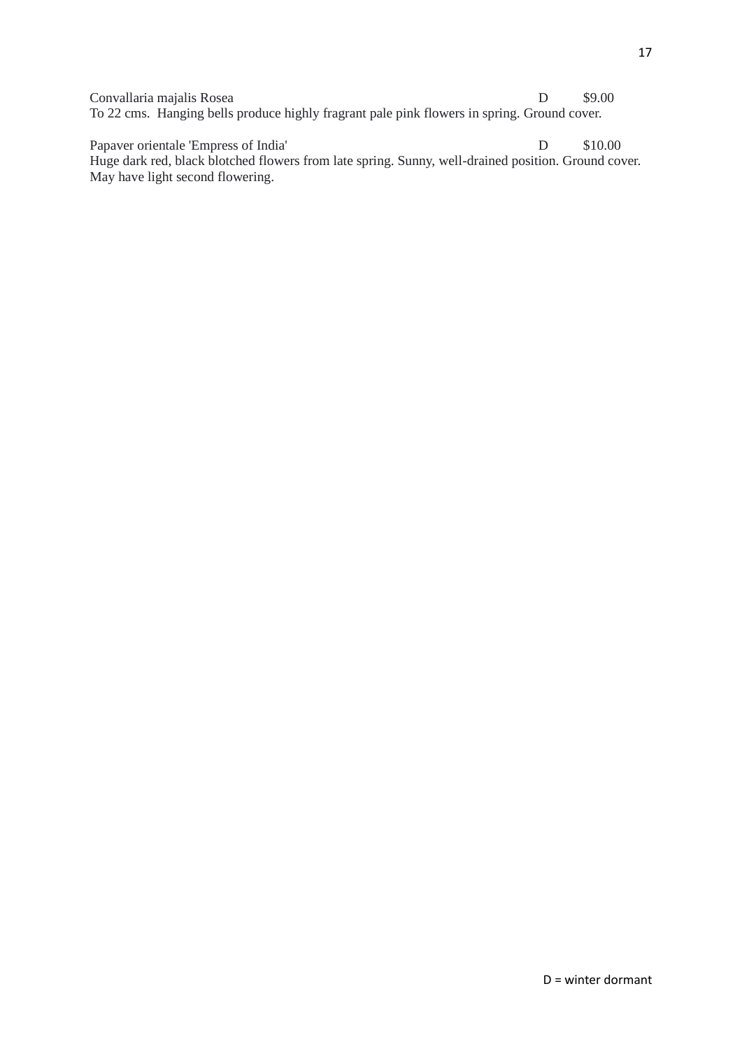Convallaria majalis Rosea D $9.00
To 22 cms. Hanging bells produce highly fragrant pale pink flowers in spring. Ground cover.

Papaver orientale 'Empress of India' D $10.00
Huge dark red, black blotched flowers from late spring. Sunny, well-drained position. Ground cover. May have light second flowering.

D = winter dormant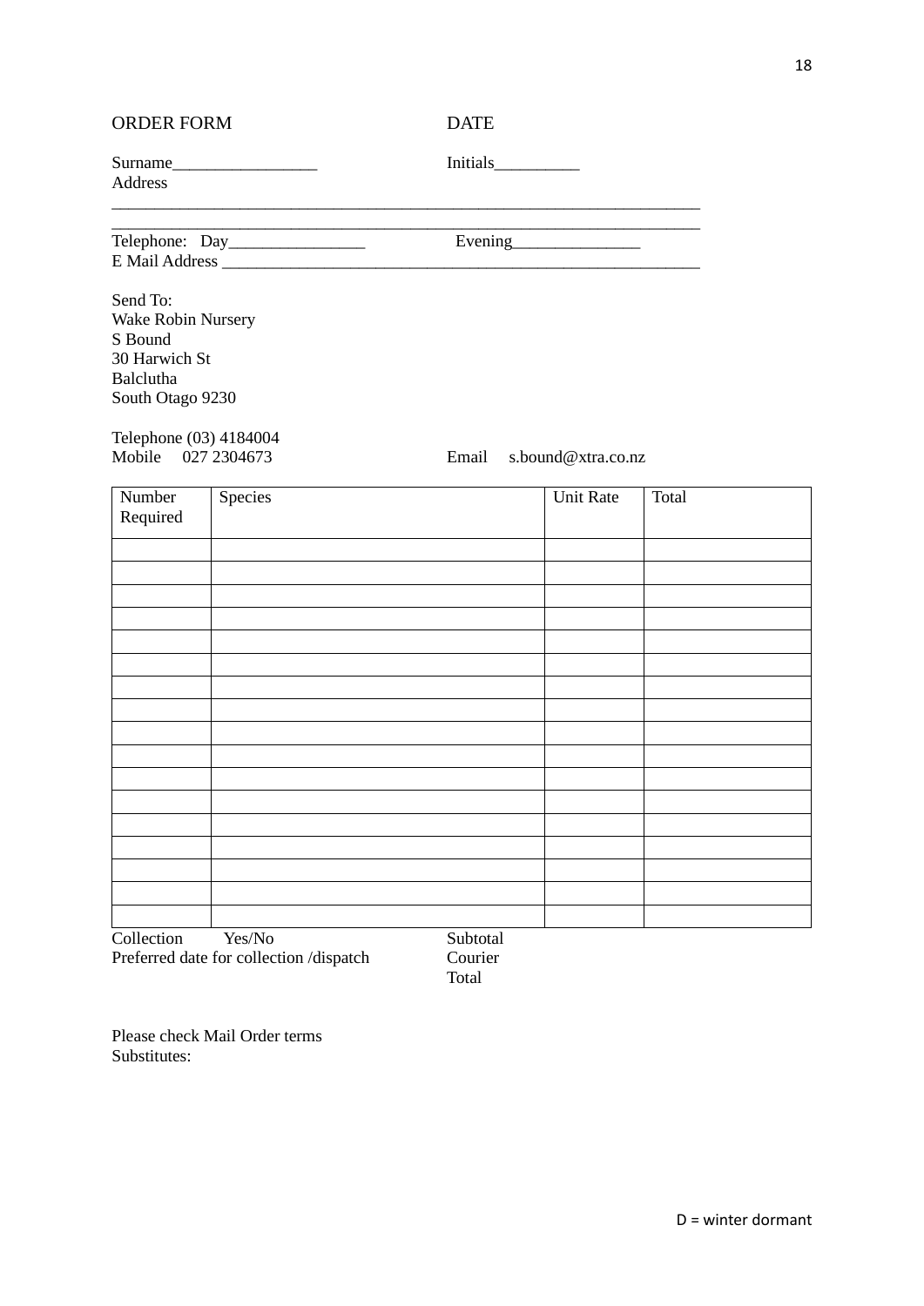ORDER FORM DATE

Surname_________________ Initials__________
Address
________________________________________________________________________
________________________________________________________________________
Telephone: Day________________ Evening_______________
E Mail Address __________________________________________________________

Send To:
Wake Robin Nursery
S Bound
30 Harwich St
Balclutha
South Otago 9230

Telephone (03) 4184004
Mobile 027 2304673 Email s.bound@xtra.co.nz

| Number Required | Species | Unit Rate | Total |
|---|---|---|---|
| | | | |
| | | | |
| | | | |
| | | | |
| | | | |
| | | | |
| | | | |
| | | | |
| | | | |
| | | | |
| | | | |
| | | | |
| | | | |
| | | | |
| | | | |
| | | | |
| | | | |

Collection Yes/No
Preferred date for collection /dispatch

Subtotal
Courier
Total

Please check Mail Order terms
Substitutes:

D = winter dormant